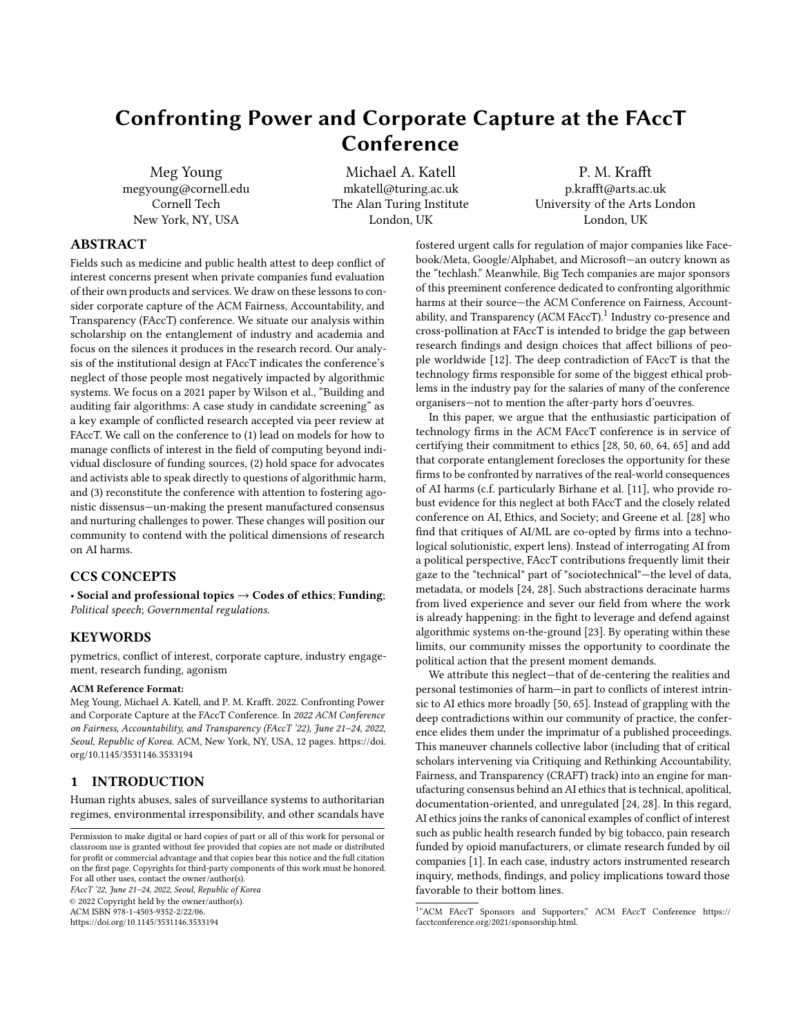# Confronting Power and Corporate Capture at the FAccT Conference

Meg Young
megyoung@cornell.edu
Cornell Tech
New York, NY, USA

Michael A. Katell
mkatell@turing.ac.uk
The Alan Turing Institute
London, UK

P. M. Krafft
p.krafft@arts.ac.uk
University of the Arts London
London, UK

## ABSTRACT

Fields such as medicine and public health attest to deep conflict of interest concerns present when private companies fund evaluation of their own products and services. We draw on these lessons to consider corporate capture of the ACM Fairness, Accountability, and Transparency (FAccT) conference. We situate our analysis within scholarship on the entanglement of industry and academia and focus on the silences it produces in the research record. Our analysis of the institutional design at FAccT indicates the conference's neglect of those people most negatively impacted by algorithmic systems. We focus on a 2021 paper by Wilson et al., "Building and auditing fair algorithms: A case study in candidate screening" as a key example of conflicted research accepted via peer review at FAccT. We call on the conference to (1) lead on models for how to manage conflicts of interest in the field of computing beyond individual disclosure of funding sources, (2) hold space for advocates and activists able to speak directly to questions of algorithmic harm, and (3) reconstitute the conference with attention to fostering agonistic dissensus—un-making the present manufactured consensus and nurturing challenges to power. These changes will position our community to contend with the political dimensions of research on AI harms.

## CCS CONCEPTS

• **Social and professional topics** → **Codes of ethics**; **Funding**; *Political speech*; *Governmental regulations*.

## KEYWORDS

pymetrics, conflict of interest, corporate capture, industry engagement, research funding, agonism

**ACM Reference Format:**
Meg Young, Michael A. Katell, and P. M. Krafft. 2022. Confronting Power and Corporate Capture at the FAccT Conference. In *2022 ACM Conference on Fairness, Accountability, and Transparency (FAccT '22), June 21–24, 2022, Seoul, Republic of Korea.* ACM, New York, NY, USA, 12 pages. https://doi.org/10.1145/3531146.3533194

## 1 INTRODUCTION

Human rights abuses, sales of surveillance systems to authoritarian regimes, environmental irresponsibility, and other scandals have fostered urgent calls for regulation of major companies like Facebook/Meta, Google/Alphabet, and Microsoft—an outcry known as the "techlash." Meanwhile, Big Tech companies are major sponsors of this preeminent conference dedicated to confronting algorithmic harms at their source—the ACM Conference on Fairness, Accountability, and Transparency (ACM FAccT).[1] Industry co-presence and cross-pollination at FAccT is intended to bridge the gap between research findings and design choices that affect billions of people worldwide [12]. The deep contradiction of FAccT is that the technology firms responsible for some of the biggest ethical problems in the industry pay for the salaries of many of the conference organisers—not to mention the after-party hors d'oeuvres.

In this paper, we argue that the enthusiastic participation of technology firms in the ACM FAccT conference is in service of certifying their commitment to ethics [28, 50, 60, 64, 65] and add that corporate entanglement forecloses the opportunity for these firms to be confronted by narratives of the real-world consequences of AI harms (c.f. particularly Birhane et al. [11], who provide robust evidence for this neglect at both FAccT and the closely related conference on AI, Ethics, and Society; and Greene et al. [28] who find that critiques of AI/ML are co-opted by firms into a technological solutionistic, expert lens). Instead of interrogating AI from a political perspective, FAccT contributions frequently limit their gaze to the "technical" part of "sociotechnical"—the level of data, metadata, or models [24, 28]. Such abstractions deracinate harms from lived experience and sever our field from where the work is already happening: in the fight to leverage and defend against algorithmic systems on-the-ground [23]. By operating within these limits, our community misses the opportunity to coordinate the political action that the present moment demands.

We attribute this neglect—that of de-centering the realities and personal testimonies of harm—in part to conflicts of interest intrinsic to AI ethics more broadly [50, 65]. Instead of grappling with the deep contradictions within our community of practice, the conference elides them under the imprimatur of a published proceedings. This maneuver channels collective labor (including that of critical scholars intervening via Critiquing and Rethinking Accountability, Fairness, and Transparency (CRAFT) track) into an engine for manufacturing consensus behind an AI ethics that is technical, apolitical, documentation-oriented, and unregulated [24, 28]. In this regard, AI ethics joins the ranks of canonical examples of conflict of interest such as public health research funded by big tobacco, pain research funded by opioid manufacturers, or climate research funded by oil companies [1]. In each case, industry actors instrumented research inquiry, methods, findings, and policy implications toward those favorable to their bottom lines.

[1] "ACM FAccT Sponsors and Supporters," ACM FAccT Conference https://facctconference.org/2021/sponsorship.html.

Permission to make digital or hard copies of part or all of this work for personal or classroom use is granted without fee provided that copies are not made or distributed for profit or commercial advantage and that copies bear this notice and the full citation on the first page. Copyrights for third-party components of this work must be honored. For all other uses, contact the owner/author(s).
*FAccT '22, June 21–24, 2022, Seoul, Republic of Korea*
© 2022 Copyright held by the owner/author(s).
ACM ISBN 978-1-4503-9352-2/22/06.
https://doi.org/10.1145/3531146.3533194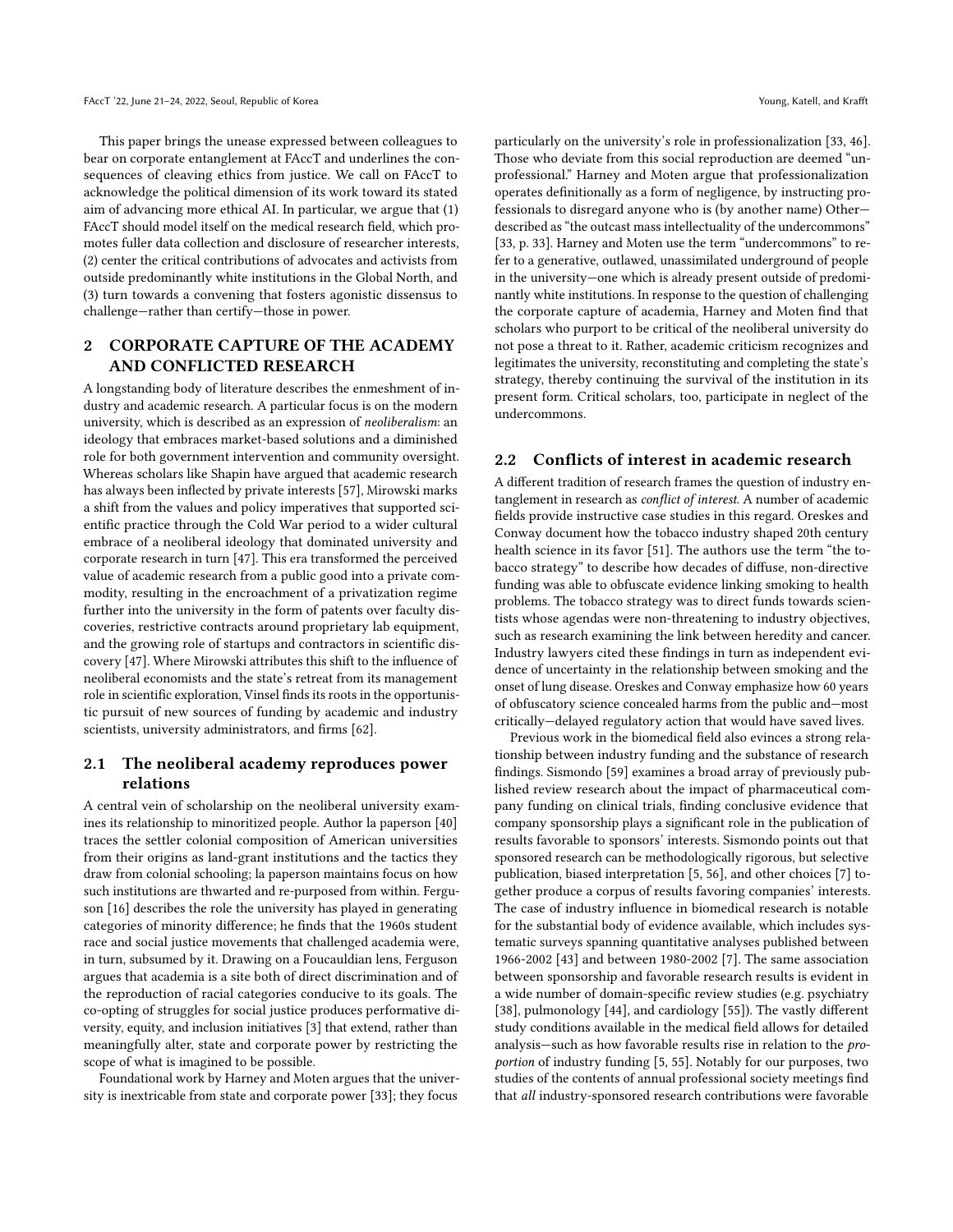This paper brings the unease expressed between colleagues to bear on corporate entanglement at FAccT and underlines the consequences of cleaving ethics from justice. We call on FAccT to acknowledge the political dimension of its work toward its stated aim of advancing more ethical AI. In particular, we argue that (1) FAccT should model itself on the medical research field, which promotes fuller data collection and disclosure of researcher interests, (2) center the critical contributions of advocates and activists from outside predominantly white institutions in the Global North, and (3) turn towards a convening that fosters agonistic dissensus to challenge—rather than certify—those in power.

## 2 CORPORATE CAPTURE OF THE ACADEMY AND CONFLICTED RESEARCH

A longstanding body of literature describes the enmeshment of industry and academic research. A particular focus is on the modern university, which is described as an expression of *neoliberalism*: an ideology that embraces market-based solutions and a diminished role for both government intervention and community oversight. Whereas scholars like Shapin have argued that academic research has always been inflected by private interests [57], Mirowski marks a shift from the values and policy imperatives that supported scientific practice through the Cold War period to a wider cultural embrace of a neoliberal ideology that dominated university and corporate research in turn [47]. This era transformed the perceived value of academic research from a public good into a private commodity, resulting in the encroachment of a privatization regime further into the university in the form of patents over faculty discoveries, restrictive contracts around proprietary lab equipment, and the growing role of startups and contractors in scientific discovery [47]. Where Mirowski attributes this shift to the influence of neoliberal economists and the state's retreat from its management role in scientific exploration, Vinsel finds its roots in the opportunistic pursuit of new sources of funding by academic and industry scientists, university administrators, and firms [62].

### 2.1 The neoliberal academy reproduces power relations

A central vein of scholarship on the neoliberal university examines its relationship to minoritized people. Author la paperson [40] traces the settler colonial composition of American universities from their origins as land-grant institutions and the tactics they draw from colonial schooling; la paperson maintains focus on how such institutions are thwarted and re-purposed from within. Ferguson [16] describes the role the university has played in generating categories of minority difference; he finds that the 1960s student race and social justice movements that challenged academia were, in turn, subsumed by it. Drawing on a Foucauldian lens, Ferguson argues that academia is a site both of direct discrimination and of the reproduction of racial categories conducive to its goals. The co-opting of struggles for social justice produces performative diversity, equity, and inclusion initiatives [3] that extend, rather than meaningfully alter, state and corporate power by restricting the scope of what is imagined to be possible.

Foundational work by Harney and Moten argues that the university is inextricable from state and corporate power [33]; they focus particularly on the university's role in professionalization [33, 46]. Those who deviate from this social reproduction are deemed "unprofessional." Harney and Moten argue that professionalization operates definitionally as a form of negligence, by instructing professionals to disregard anyone who is (by another name) Other—described as "the outcast mass intellectuality of the undercommons" [33, p. 33]. Harney and Moten use the term "undercommons" to refer to a generative, outlawed, unassimilated underground of people in the university—one which is already present outside of predominantly white institutions. In response to the question of challenging the corporate capture of academia, Harney and Moten find that scholars who purport to be critical of the neoliberal university do not pose a threat to it. Rather, academic criticism recognizes and legitimates the university, reconstituting and completing the state's strategy, thereby continuing the survival of the institution in its present form. Critical scholars, too, participate in neglect of the undercommons.

### 2.2 Conflicts of interest in academic research

A different tradition of research frames the question of industry entanglement in research as *conflict of interest*. A number of academic fields provide instructive case studies in this regard. Oreskes and Conway document how the tobacco industry shaped 20th century health science in its favor [51]. The authors use the term "the tobacco strategy" to describe how decades of diffuse, non-directive funding was able to obfuscate evidence linking smoking to health problems. The tobacco strategy was to direct funds towards scientists whose agendas were non-threatening to industry objectives, such as research examining the link between heredity and cancer. Industry lawyers cited these findings in turn as independent evidence of uncertainty in the relationship between smoking and the onset of lung disease. Oreskes and Conway emphasize how 60 years of obfuscatory science concealed harms from the public and—most critically—delayed regulatory action that would have saved lives.

Previous work in the biomedical field also evinces a strong relationship between industry funding and the substance of research findings. Sismondo [59] examines a broad array of previously published review research about the impact of pharmaceutical company funding on clinical trials, finding conclusive evidence that company sponsorship plays a significant role in the publication of results favorable to sponsors' interests. Sismondo points out that sponsored research can be methodologically rigorous, but selective publication, biased interpretation [5, 56], and other choices [7] together produce a corpus of results favoring companies' interests. The case of industry influence in biomedical research is notable for the substantial body of evidence available, which includes systematic surveys spanning quantitative analyses published between 1966-2002 [43] and between 1980-2002 [7]. The same association between sponsorship and favorable research results is evident in a wide number of domain-specific review studies (e.g. psychiatry [38], pulmonology [44], and cardiology [55]). The vastly different study conditions available in the medical field allows for detailed analysis—such as how favorable results rise in relation to the *proportion* of industry funding [5, 55]. Notably for our purposes, two studies of the contents of annual professional society meetings find that *all* industry-sponsored research contributions were favorable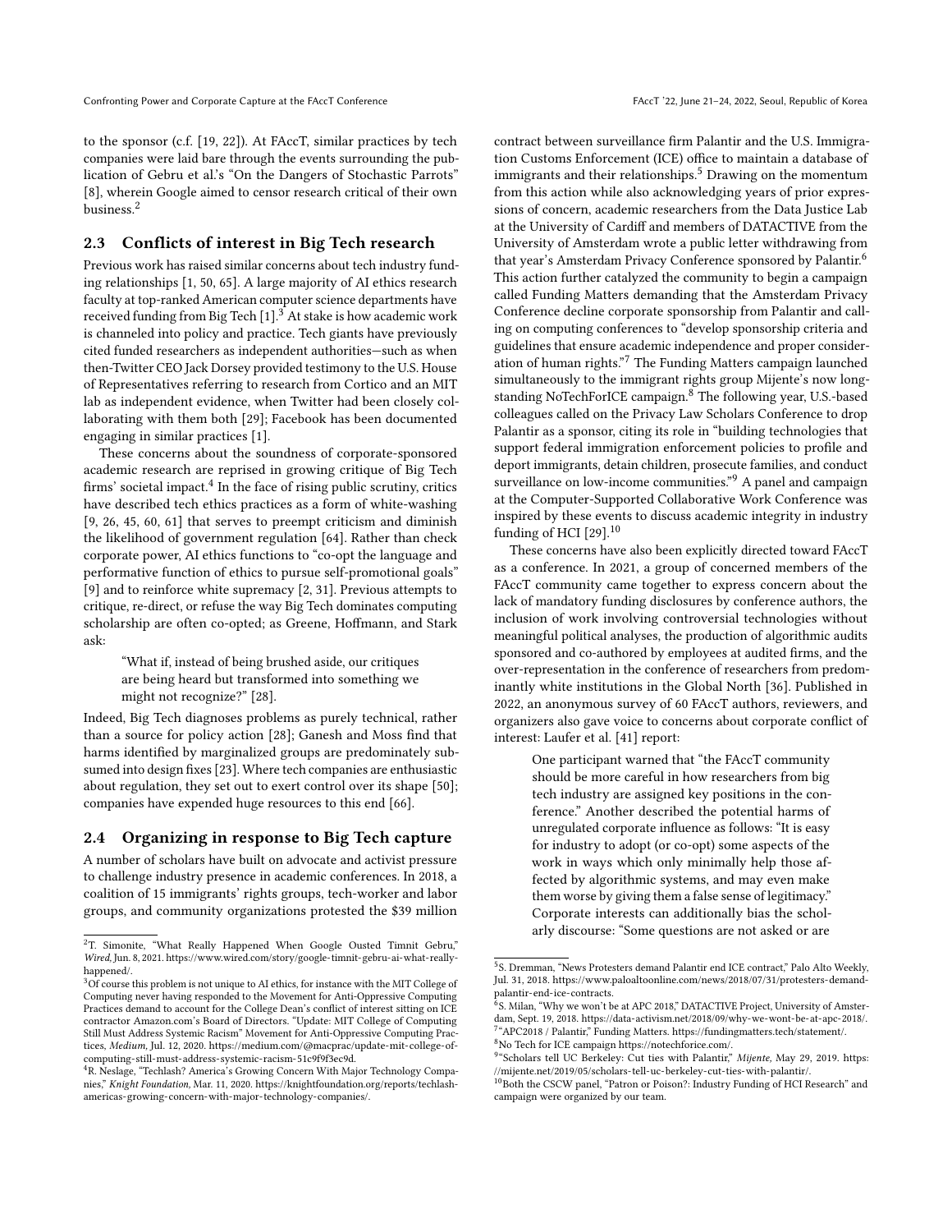to the sponsor (c.f. [19, 22]). At FAccT, similar practices by tech companies were laid bare through the events surrounding the publication of Gebru et al.'s "On the Dangers of Stochastic Parrots" [8], wherein Google aimed to censor research critical of their own business.[2]

## 2.3 Conflicts of interest in Big Tech research

Previous work has raised similar concerns about tech industry funding relationships [1, 50, 65]. A large majority of AI ethics research faculty at top-ranked American computer science departments have received funding from Big Tech [1].[3] At stake is how academic work is channeled into policy and practice. Tech giants have previously cited funded researchers as independent authorities—such as when then-Twitter CEO Jack Dorsey provided testimony to the U.S. House of Representatives referring to research from Cortico and an MIT lab as independent evidence, when Twitter had been closely collaborating with them both [29]; Facebook has been documented engaging in similar practices [1].

These concerns about the soundness of corporate-sponsored academic research are reprised in growing critique of Big Tech firms' societal impact.[4] In the face of rising public scrutiny, critics have described tech ethics practices as a form of white-washing [9, 26, 45, 60, 61] that serves to preempt criticism and diminish the likelihood of government regulation [64]. Rather than check corporate power, AI ethics functions to "co-opt the language and performative function of ethics to pursue self-promotional goals" [9] and to reinforce white supremacy [2, 31]. Previous attempts to critique, re-direct, or refuse the way Big Tech dominates computing scholarship are often co-opted; as Greene, Hoffmann, and Stark ask:

> "What if, instead of being brushed aside, our critiques are being heard but transformed into something we might not recognize?" [28].

Indeed, Big Tech diagnoses problems as purely technical, rather than a source for policy action [28]; Ganesh and Moss find that harms identified by marginalized groups are predominately subsumed into design fixes [23]. Where tech companies are enthusiastic about regulation, they set out to exert control over its shape [50]; companies have expended huge resources to this end [66].

## 2.4 Organizing in response to Big Tech capture

A number of scholars have built on advocate and activist pressure to challenge industry presence in academic conferences. In 2018, a coalition of 15 immigrants' rights groups, tech-worker and labor groups, and community organizations protested the $39 million contract between surveillance firm Palantir and the U.S. Immigration Customs Enforcement (ICE) office to maintain a database of immigrants and their relationships.[5] Drawing on the momentum from this action while also acknowledging years of prior expressions of concern, academic researchers from the Data Justice Lab at the University of Cardiff and members of DATACTIVE from the University of Amsterdam wrote a public letter withdrawing from that year's Amsterdam Privacy Conference sponsored by Palantir.[6] This action further catalyzed the community to begin a campaign called Funding Matters demanding that the Amsterdam Privacy Conference decline corporate sponsorship from Palantir and calling on computing conferences to "develop sponsorship criteria and guidelines that ensure academic independence and proper consideration of human rights."[7] The Funding Matters campaign launched simultaneously to the immigrant rights group Mijente's now longstanding NoTechForICE campaign.[8] The following year, U.S.-based colleagues called on the Privacy Law Scholars Conference to drop Palantir as a sponsor, citing its role in "building technologies that support federal immigration enforcement policies to profile and deport immigrants, detain children, prosecute families, and conduct surveillance on low-income communities."[9] A panel and campaign at the Computer-Supported Collaborative Work Conference was inspired by these events to discuss academic integrity in industry funding of HCI [29].[10]

These concerns have also been explicitly directed toward FAccT as a conference. In 2021, a group of concerned members of the FAccT community came together to express concern about the lack of mandatory funding disclosures by conference authors, the inclusion of work involving controversial technologies without meaningful political analyses, the production of algorithmic audits sponsored and co-authored by employees at audited firms, and the over-representation in the conference of researchers from predominantly white institutions in the Global North [36]. Published in 2022, an anonymous survey of 60 FAccT authors, reviewers, and organizers also gave voice to concerns about corporate conflict of interest: Laufer et al. [41] report:

> One participant warned that "the FAccT community should be more careful in how researchers from big tech industry are assigned key positions in the conference." Another described the potential harms of unregulated corporate influence as follows: "It is easy for industry to adopt (or co-opt) some aspects of the work in ways which only minimally help those affected by algorithmic systems, and may even make them worse by giving them a false sense of legitimacy." Corporate interests can additionally bias the scholarly discourse: "Some questions are not asked or are

---

[2] T. Simonite, "What Really Happened When Google Ousted Timnit Gebru," *Wired*, Jun. 8, 2021. https://www.wired.com/story/google-timnit-gebru-ai-what-really-happened/.

[3] Of course this problem is not unique to AI ethics, for instance with the MIT College of Computing never having responded to the Movement for Anti-Oppressive Computing Practices demand to account for the College Dean's conflict of interest sitting on ICE contractor Amazon.com's Board of Directors. "Update: MIT College of Computing Still Must Address Systemic Racism" Movement for Anti-Oppressive Computing Practices, *Medium*, Jul. 12, 2020. https://medium.com/@macprac/update-mit-college-of-computing-still-must-address-systemic-racism-51c9f9f3ec9d.

[4] R. Neslage, "Techlash? America's Growing Concern With Major Technology Companies," *Knight Foundation*, Mar. 11, 2020. https://knightfoundation.org/reports/techlash-americas-growing-concern-with-major-technology-companies/.

[5] S. Dremman, "News Protesters demand Palantir end ICE contract," Palo Alto Weekly, Jul. 31, 2018. https://www.paloaltoonline.com/news/2018/07/31/protesters-demand-palantir-end-ice-contracts.

[6] S. Milan, "Why we won't be at APC 2018," DATACTIVE Project, University of Amsterdam, Sept. 19, 2018. https://data-activism.net/2018/09/why-we-wont-be-at-apc-2018/.

[7] "APC2018 / Palantir," Funding Matters. https://fundingmatters.tech/statement/.

[8] No Tech for ICE campaign https://notechforice.com/.

[9] "Scholars tell UC Berkeley: Cut ties with Palantir," *Mijente*, May 29, 2019. https://mijente.net/2019/05/scholars-tell-uc-berkeley-cut-ties-with-palantir/.

[10] Both the CSCW panel, "Patron or Poison?: Industry Funding of HCI Research" and campaign were organized by our team.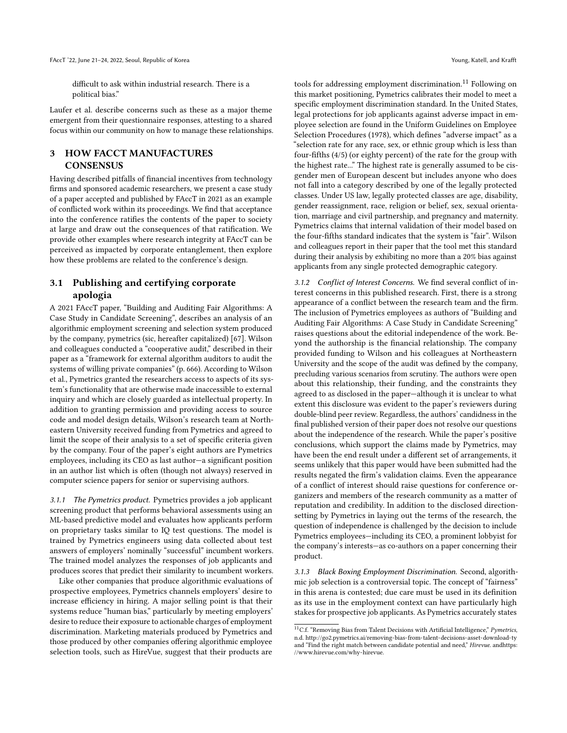difficult to ask within industrial research. There is a political bias."

Laufer et al. describe concerns such as these as a major theme emergent from their questionnaire responses, attesting to a shared focus within our community on how to manage these relationships.

# 3 HOW FACCT MANUFACTURES CONSENSUS

Having described pitfalls of financial incentives from technology firms and sponsored academic researchers, we present a case study of a paper accepted and published by FAccT in 2021 as an example of conflicted work within its proceedings. We find that acceptance into the conference ratifies the contents of the paper to society at large and draw out the consequences of that ratification. We provide other examples where research integrity at FAccT can be perceived as impacted by corporate entanglement, then explore how these problems are related to the conference's design.

## 3.1 Publishing and certifying corporate apologia

A 2021 FAccT paper, "Building and Auditing Fair Algorithms: A Case Study in Candidate Screening", describes an analysis of an algorithmic employment screening and selection system produced by the company, pymetrics (sic, hereafter capitalized) [67]. Wilson and colleagues conducted a "cooperative audit," described in their paper as a "framework for external algorithm auditors to audit the systems of willing private companies" (p. 666). According to Wilson et al., Pymetrics granted the researchers access to aspects of its system's functionality that are otherwise made inaccessible to external inquiry and which are closely guarded as intellectual property. In addition to granting permission and providing access to source code and model design details, Wilson's research team at Northeastern University received funding from Pymetrics and agreed to limit the scope of their analysis to a set of specific criteria given by the company. Four of the paper's eight authors are Pymetrics employees, including its CEO as last author—a significant position in an author list which is often (though not always) reserved in computer science papers for senior or supervising authors.

*3.1.1 The Pymetrics product.* Pymetrics provides a job applicant screening product that performs behavioral assessments using an ML-based predictive model and evaluates how applicants perform on proprietary tasks similar to IQ test questions. The model is trained by Pymetrics engineers using data collected about test answers of employers' nominally "successful" incumbent workers. The trained model analyzes the responses of job applicants and produces scores that predict their similarity to incumbent workers.

Like other companies that produce algorithmic evaluations of prospective employees, Pymetrics channels employers' desire to increase efficiency in hiring. A major selling point is that their systems reduce "human bias," particularly by meeting employers' desire to reduce their exposure to actionable charges of employment discrimination. Marketing materials produced by Pymetrics and those produced by other companies offering algorithmic employee selection tools, such as HireVue, suggest that their products are tools for addressing employment discrimination.[11] Following on this market positioning, Pymetrics calibrates their model to meet a specific employment discrimination standard. In the United States, legal protections for job applicants against adverse impact in employee selection are found in the Uniform Guidelines on Employee Selection Procedures (1978), which defines "adverse impact" as a "selection rate for any race, sex, or ethnic group which is less than four-fifths (4/5) (or eighty percent) of the rate for the group with the highest rate..." The highest rate is generally assumed to be cisgender men of European descent but includes anyone who does not fall into a category described by one of the legally protected classes. Under US law, legally protected classes are age, disability, gender reassignment, race, religion or belief, sex, sexual orientation, marriage and civil partnership, and pregnancy and maternity. Pymetrics claims that internal validation of their model based on the four-fifths standard indicates that the system is "fair". Wilson and colleagues report in their paper that the tool met this standard during their analysis by exhibiting no more than a 20% bias against applicants from any single protected demographic category.

*3.1.2 Conflict of Interest Concerns.* We find several conflict of interest concerns in this published research. First, there is a strong appearance of a conflict between the research team and the firm. The inclusion of Pymetrics employees as authors of "Building and Auditing Fair Algorithms: A Case Study in Candidate Screening" raises questions about the editorial independence of the work. Beyond the authorship is the financial relationship. The company provided funding to Wilson and his colleagues at Northeastern University and the scope of the audit was defined by the company, precluding various scenarios from scrutiny. The authors were open about this relationship, their funding, and the constraints they agreed to as disclosed in the paper—although it is unclear to what extent this disclosure was evident to the paper's reviewers during double-blind peer review. Regardless, the authors' candidness in the final published version of their paper does not resolve our questions about the independence of the research. While the paper's positive conclusions, which support the claims made by Pymetrics, may have been the end result under a different set of arrangements, it seems unlikely that this paper would have been submitted had the results negated the firm's validation claims. Even the appearance of a conflict of interest should raise questions for conference organizers and members of the research community as a matter of reputation and credibility. In addition to the disclosed direction-setting by Pymetrics in laying out the terms of the research, the question of independence is challenged by the decision to include Pymetrics employees—including its CEO, a prominent lobbyist for the company's interests—as co-authors on a paper concerning their product.

*3.1.3 Black Boxing Employment Discrimination.* Second, algorithmic job selection is a controversial topic. The concept of "fairness" in this arena is contested; due care must be used in its definition as its use in the employment context can have particularly high stakes for prospective job applicants. As Pymetrics accurately states

[11] C.f. "Removing Bias from Talent Decisions with Artificial Intelligence," *Pymetrics*, n.d. http://go2.pymetrics.ai/removing-bias-from-talent-decisions-asset-download-ty and "Find the right match between candidate potential and need," *Hirevue.* andhttps://www.hirevue.com/why-hirevue.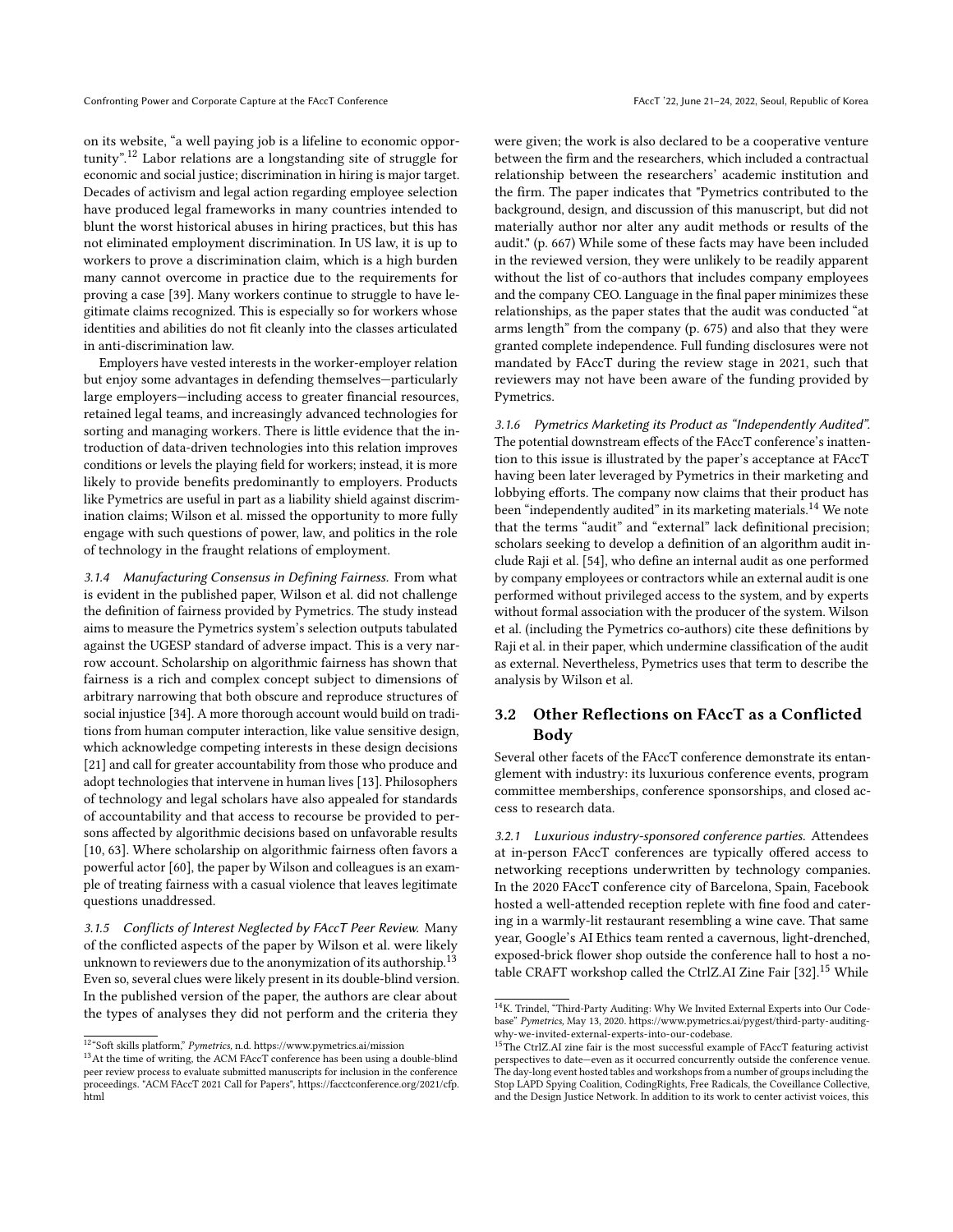on its website, "a well paying job is a lifeline to economic opportunity".[12] Labor relations are a longstanding site of struggle for economic and social justice; discrimination in hiring is major target. Decades of activism and legal action regarding employee selection have produced legal frameworks in many countries intended to blunt the worst historical abuses in hiring practices, but this has not eliminated employment discrimination. In US law, it is up to workers to prove a discrimination claim, which is a high burden many cannot overcome in practice due to the requirements for proving a case [39]. Many workers continue to struggle to have legitimate claims recognized. This is especially so for workers whose identities and abilities do not fit cleanly into the classes articulated in anti-discrimination law.

Employers have vested interests in the worker-employer relation but enjoy some advantages in defending themselves—particularly large employers—including access to greater financial resources, retained legal teams, and increasingly advanced technologies for sorting and managing workers. There is little evidence that the introduction of data-driven technologies into this relation improves conditions or levels the playing field for workers; instead, it is more likely to provide benefits predominantly to employers. Products like Pymetrics are useful in part as a liability shield against discrimination claims; Wilson et al. missed the opportunity to more fully engage with such questions of power, law, and politics in the role of technology in the fraught relations of employment.

*3.1.4 Manufacturing Consensus in Defining Fairness.* From what is evident in the published paper, Wilson et al. did not challenge the definition of fairness provided by Pymetrics. The study instead aims to measure the Pymetrics system's selection outputs tabulated against the UGESP standard of adverse impact. This is a very narrow account. Scholarship on algorithmic fairness has shown that fairness is a rich and complex concept subject to dimensions of arbitrary narrowing that both obscure and reproduce structures of social injustice [34]. A more thorough account would build on traditions from human computer interaction, like value sensitive design, which acknowledge competing interests in these design decisions [21] and call for greater accountability from those who produce and adopt technologies that intervene in human lives [13]. Philosophers of technology and legal scholars have also appealed for standards of accountability and that access to recourse be provided to persons affected by algorithmic decisions based on unfavorable results [10, 63]. Where scholarship on algorithmic fairness often favors a powerful actor [60], the paper by Wilson and colleagues is an example of treating fairness with a casual violence that leaves legitimate questions unaddressed.

*3.1.5 Conflicts of Interest Neglected by FAccT Peer Review.* Many of the conflicted aspects of the paper by Wilson et al. were likely unknown to reviewers due to the anonymization of its authorship.[13] Even so, several clues were likely present in its double-blind version. In the published version of the paper, the authors are clear about the types of analyses they did not perform and the criteria they were given; the work is also declared to be a cooperative venture between the firm and the researchers, which included a contractual relationship between the researchers' academic institution and the firm. The paper indicates that "Pymetrics contributed to the background, design, and discussion of this manuscript, but did not materially author nor alter any audit methods or results of the audit." (p. 667) While some of these facts may have been included in the reviewed version, they were unlikely to be readily apparent without the list of co-authors that includes company employees and the company CEO. Language in the final paper minimizes these relationships, as the paper states that the audit was conducted "at arms length" from the company (p. 675) and also that they were granted complete independence. Full funding disclosures were not mandated by FAccT during the review stage in 2021, such that reviewers may not have been aware of the funding provided by Pymetrics.

*3.1.6 Pymetrics Marketing its Product as "Independently Audited".* The potential downstream effects of the FAccT conference's inattention to this issue is illustrated by the paper's acceptance at FAccT having been later leveraged by Pymetrics in their marketing and lobbying efforts. The company now claims that their product has been "independently audited" in its marketing materials.[14] We note that the terms "audit" and "external" lack definitional precision; scholars seeking to develop a definition of an algorithm audit include Raji et al. [54], who define an internal audit as one performed by company employees or contractors while an external audit is one performed without privileged access to the system, and by experts without formal association with the producer of the system. Wilson et al. (including the Pymetrics co-authors) cite these definitions by Raji et al. in their paper, which undermine classification of the audit as external. Nevertheless, Pymetrics uses that term to describe the analysis by Wilson et al.

## 3.2 Other Reflections on FAccT as a Conflicted Body

Several other facets of the FAccT conference demonstrate its entanglement with industry: its luxurious conference events, program committee memberships, conference sponsorships, and closed access to research data.

*3.2.1 Luxurious industry-sponsored conference parties.* Attendees at in-person FAccT conferences are typically offered access to networking receptions underwritten by technology companies. In the 2020 FAccT conference city of Barcelona, Spain, Facebook hosted a well-attended reception replete with fine food and catering in a warmly-lit restaurant resembling a wine cave. That same year, Google's AI Ethics team rented a cavernous, light-drenched, exposed-brick flower shop outside the conference hall to host a notable CRAFT workshop called the CtrlZ.AI Zine Fair [32].[15] While

---

[12] "Soft skills platform," *Pymetrics*, n.d. https://www.pymetrics.ai/mission

[13] At the time of writing, the ACM FAccT conference has been using a double-blind peer review process to evaluate submitted manuscripts for inclusion in the conference proceedings. "ACM FAccT 2021 Call for Papers", https://facctconference.org/2021/cfp.html

[14] K. Trindel, "Third-Party Auditing: Why We Invited External Experts into Our Codebase" *Pymetrics*, May 13, 2020. https://www.pymetrics.ai/pygest/third-party-auditing-why-we-invited-external-experts-into-our-codebase.

[15] The CtrlZ.AI zine fair is the most successful example of FAccT featuring activist perspectives to date—even as it occurred concurrently outside the conference venue. The day-long event hosted tables and workshops from a number of groups including the Stop LAPD Spying Coalition, CodingRights, Free Radicals, the Coveillance Collective, and the Design Justice Network. In addition to its work to center activist voices, this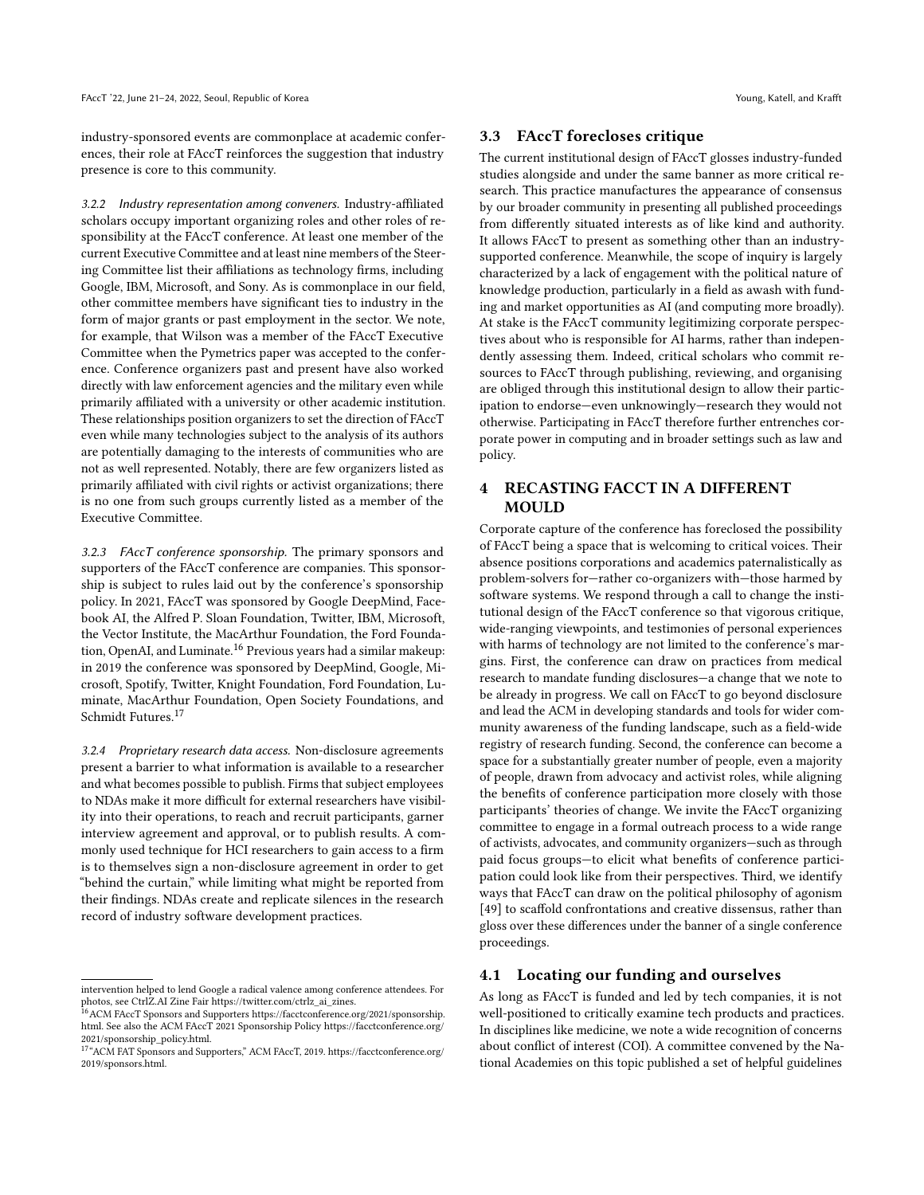industry-sponsored events are commonplace at academic conferences, their role at FAccT reinforces the suggestion that industry presence is core to this community.

*3.2.2 Industry representation among conveners.* Industry-affiliated scholars occupy important organizing roles and other roles of responsibility at the FAccT conference. At least one member of the current Executive Committee and at least nine members of the Steering Committee list their affiliations as technology firms, including Google, IBM, Microsoft, and Sony. As is commonplace in our field, other committee members have significant ties to industry in the form of major grants or past employment in the sector. We note, for example, that Wilson was a member of the FAccT Executive Committee when the Pymetrics paper was accepted to the conference. Conference organizers past and present have also worked directly with law enforcement agencies and the military even while primarily affiliated with a university or other academic institution. These relationships position organizers to set the direction of FAccT even while many technologies subject to the analysis of its authors are potentially damaging to the interests of communities who are not as well represented. Notably, there are few organizers listed as primarily affiliated with civil rights or activist organizations; there is no one from such groups currently listed as a member of the Executive Committee.

*3.2.3 FAccT conference sponsorship.* The primary sponsors and supporters of the FAccT conference are companies. This sponsorship is subject to rules laid out by the conference's sponsorship policy. In 2021, FAccT was sponsored by Google DeepMind, Facebook AI, the Alfred P. Sloan Foundation, Twitter, IBM, Microsoft, the Vector Institute, the MacArthur Foundation, the Ford Foundation, OpenAI, and Luminate.[16] Previous years had a similar makeup: in 2019 the conference was sponsored by DeepMind, Google, Microsoft, Spotify, Twitter, Knight Foundation, Ford Foundation, Luminate, MacArthur Foundation, Open Society Foundations, and Schmidt Futures.[17]

*3.2.4 Proprietary research data access.* Non-disclosure agreements present a barrier to what information is available to a researcher and what becomes possible to publish. Firms that subject employees to NDAs make it more difficult for external researchers have visibility into their operations, to reach and recruit participants, garner interview agreement and approval, or to publish results. A commonly used technique for HCI researchers to gain access to a firm is to themselves sign a non-disclosure agreement in order to get "behind the curtain," while limiting what might be reported from their findings. NDAs create and replicate silences in the research record of industry software development practices.

## 3.3 FAccT forecloses critique

The current institutional design of FAccT glosses industry-funded studies alongside and under the same banner as more critical research. This practice manufactures the appearance of consensus by our broader community in presenting all published proceedings from differently situated interests as of like kind and authority. It allows FAccT to present as something other than an industry-supported conference. Meanwhile, the scope of inquiry is largely characterized by a lack of engagement with the political nature of knowledge production, particularly in a field as awash with funding and market opportunities as AI (and computing more broadly). At stake is the FAccT community legitimizing corporate perspectives about who is responsible for AI harms, rather than independently assessing them. Indeed, critical scholars who commit resources to FAccT through publishing, reviewing, and organising are obliged through this institutional design to allow their participation to endorse—even unknowingly—research they would not otherwise. Participating in FAccT therefore further entrenches corporate power in computing and in broader settings such as law and policy.

# 4 RECASTING FACCT IN A DIFFERENT MOULD

Corporate capture of the conference has foreclosed the possibility of FAccT being a space that is welcoming to critical voices. Their absence positions corporations and academics paternalistically as problem-solvers for—rather co-organizers with—those harmed by software systems. We respond through a call to change the institutional design of the FAccT conference so that vigorous critique, wide-ranging viewpoints, and testimonies of personal experiences with harms of technology are not limited to the conference's margins. First, the conference can draw on practices from medical research to mandate funding disclosures—a change that we note to be already in progress. We call on FAccT to go beyond disclosure and lead the ACM in developing standards and tools for wider community awareness of the funding landscape, such as a field-wide registry of research funding. Second, the conference can become a space for a substantially greater number of people, even a majority of people, drawn from advocacy and activist roles, while aligning the benefits of conference participation more closely with those participants' theories of change. We invite the FAccT organizing committee to engage in a formal outreach process to a wide range of activists, advocates, and community organizers—such as through paid focus groups—to elicit what benefits of conference participation could look like from their perspectives. Third, we identify ways that FAccT can draw on the political philosophy of agonism [49] to scaffold confrontations and creative dissensus, rather than gloss over these differences under the banner of a single conference proceedings.

## 4.1 Locating our funding and ourselves

As long as FAccT is funded and led by tech companies, it is not well-positioned to critically examine tech products and practices. In disciplines like medicine, we note a wide recognition of concerns about conflict of interest (COI). A committee convened by the National Academies on this topic published a set of helpful guidelines

---

intervention helped to lend Google a radical valence among conference attendees. For photos, see CtrlZ.AI Zine Fair https://twitter.com/ctrlz_ai_zines.

[16] ACM FAccT Sponsors and Supporters https://facctconference.org/2021/sponsorship.html. See also the ACM FAccT 2021 Sponsorship Policy https://facctconference.org/2021/sponsorship_policy.html.

[17] "ACM FAT Sponsors and Supporters," ACM FAccT, 2019. https://facctconference.org/2019/sponsors.html.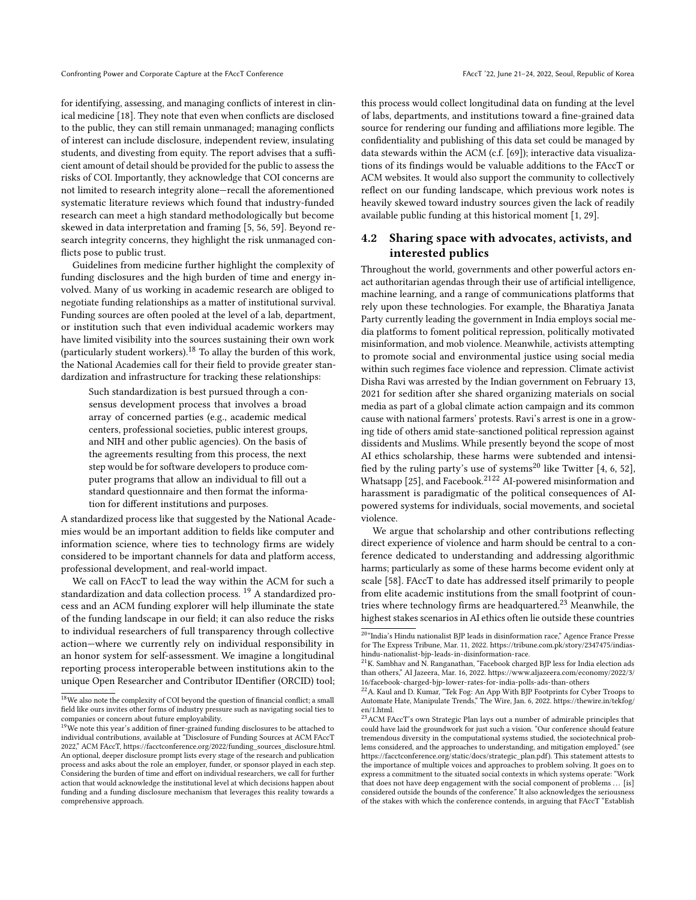for identifying, assessing, and managing conflicts of interest in clinical medicine [18]. They note that even when conflicts are disclosed to the public, they can still remain unmanaged; managing conflicts of interest can include disclosure, independent review, insulating students, and divesting from equity. The report advises that a sufficient amount of detail should be provided for the public to assess the risks of COI. Importantly, they acknowledge that COI concerns are not limited to research integrity alone—recall the aforementioned systematic literature reviews which found that industry-funded research can meet a high standard methodologically but become skewed in data interpretation and framing [5, 56, 59]. Beyond research integrity concerns, they highlight the risk unmanaged conflicts pose to public trust.

Guidelines from medicine further highlight the complexity of funding disclosures and the high burden of time and energy involved. Many of us working in academic research are obliged to negotiate funding relationships as a matter of institutional survival. Funding sources are often pooled at the level of a lab, department, or institution such that even individual academic workers may have limited visibility into the sources sustaining their own work (particularly student workers).[18] To allay the burden of this work, the National Academies call for their field to provide greater standardization and infrastructure for tracking these relationships:

> Such standardization is best pursued through a consensus development process that involves a broad array of concerned parties (e.g., academic medical centers, professional societies, public interest groups, and NIH and other public agencies). On the basis of the agreements resulting from this process, the next step would be for software developers to produce computer programs that allow an individual to fill out a standard questionnaire and then format the information for different institutions and purposes.

A standardized process like that suggested by the National Academies would be an important addition to fields like computer and information science, where ties to technology firms are widely considered to be important channels for data and platform access, professional development, and real-world impact.

We call on FAccT to lead the way within the ACM for such a standardization and data collection process. [19] A standardized process and an ACM funding explorer will help illuminate the state of the funding landscape in our field; it can also reduce the risks to individual researchers of full transparency through collective action—where we currently rely on individual responsibility in an honor system for self-assessment. We imagine a longitudinal reporting process interoperable between institutions akin to the unique Open Researcher and Contributor IDentifier (ORCID) tool; this process would collect longitudinal data on funding at the level of labs, departments, and institutions toward a fine-grained data source for rendering our funding and affiliations more legible. The confidentiality and publishing of this data set could be managed by data stewards within the ACM (c.f. [69]); interactive data visualizations of its findings would be valuable additions to the FAccT or ACM websites. It would also support the community to collectively reflect on our funding landscape, which previous work notes is heavily skewed toward industry sources given the lack of readily available public funding at this historical moment [1, 29].

## 4.2 Sharing space with advocates, activists, and interested publics

Throughout the world, governments and other powerful actors enact authoritarian agendas through their use of artificial intelligence, machine learning, and a range of communications platforms that rely upon these technologies. For example, the Bharatiya Janata Party currently leading the government in India employs social media platforms to foment political repression, politically motivated misinformation, and mob violence. Meanwhile, activists attempting to promote social and environmental justice using social media within such regimes face violence and repression. Climate activist Disha Ravi was arrested by the Indian government on February 13, 2021 for sedition after she shared organizing materials on social media as part of a global climate action campaign and its common cause with national farmers' protests. Ravi's arrest is one in a growing tide of others amid state-sanctioned political repression against dissidents and Muslims. While presently beyond the scope of most AI ethics scholarship, these harms were subtended and intensified by the ruling party's use of systems[20] like Twitter [4, 6, 52], Whatsapp [25], and Facebook.[21][22] AI-powered misinformation and harassment is paradigmatic of the political consequences of AI-powered systems for individuals, social movements, and societal violence.

We argue that scholarship and other contributions reflecting direct experience of violence and harm should be central to a conference dedicated to understanding and addressing algorithmic harms; particularly as some of these harms become evident only at scale [58]. FAccT to date has addressed itself primarily to people from elite academic institutions from the small footprint of countries where technology firms are headquartered.[23] Meanwhile, the highest stakes scenarios in AI ethics often lie outside these countries

---

[18] We also note the complexity of COI beyond the question of financial conflict; a small field like ours invites other forms of industry pressure such as navigating social ties to companies or concern about future employability.

[19] We note this year's addition of finer-grained funding disclosures to be attached to individual contributions, available at "Disclosure of Funding Sources at ACM FAccT 2022," ACM FAccT, https://facctconference.org/2022/funding_sources_disclosure.html. An optional, deeper disclosure prompt lists every stage of the research and publication process and asks about the role an employer, funder, or sponsor played in each step. Considering the burden of time and effort on individual researchers, we call for further action that would acknowledge the institutional level at which decisions happen about funding and a funding disclosure mechanism that leverages this reality towards a comprehensive approach.

[20] "India's Hindu nationalist BJP leads in disinformation race," Agence France Presse for The Express Tribune, Mar. 11, 2022. https://tribune.com.pk/story/2347475/indias-hindu-nationalist-bjp-leads-in-disinformation-race.

[21] K. Sambhav and N. Ranganathan, "Facebook charged BJP less for India election ads than others," Al Jazeera, Mar. 16, 2022. https://www.aljazeera.com/economy/2022/3/16/facebook-charged-bjp-lower-rates-for-india-polls-ads-than-others

[22] A. Kaul and D. Kumar, "Tek Fog: An App With BJP Footprints for Cyber Troops to Automate Hate, Manipulate Trends," The Wire, Jan. 6, 2022. https://thewire.in/tekfog/en/1.html.

[23] ACM FAccT's own Strategic Plan lays out a number of admirable principles that could have laid the groundwork for just such a vision. "Our conference should feature tremendous diversity in the computational systems studied, the sociotechnical problems considered, and the approaches to understanding, and mitigation employed." (see https://facctconference.org/static/docs/strategic_plan.pdf). This statement attests to the importance of multiple voices and approaches to problem solving. It goes on to express a commitment to the situated social contexts in which systems operate: "Work that does not have deep engagement with the social component of problems … [is] considered outside the bounds of the conference." It also acknowledges the seriousness of the stakes with which the conference contends, in arguing that FAccT "Establish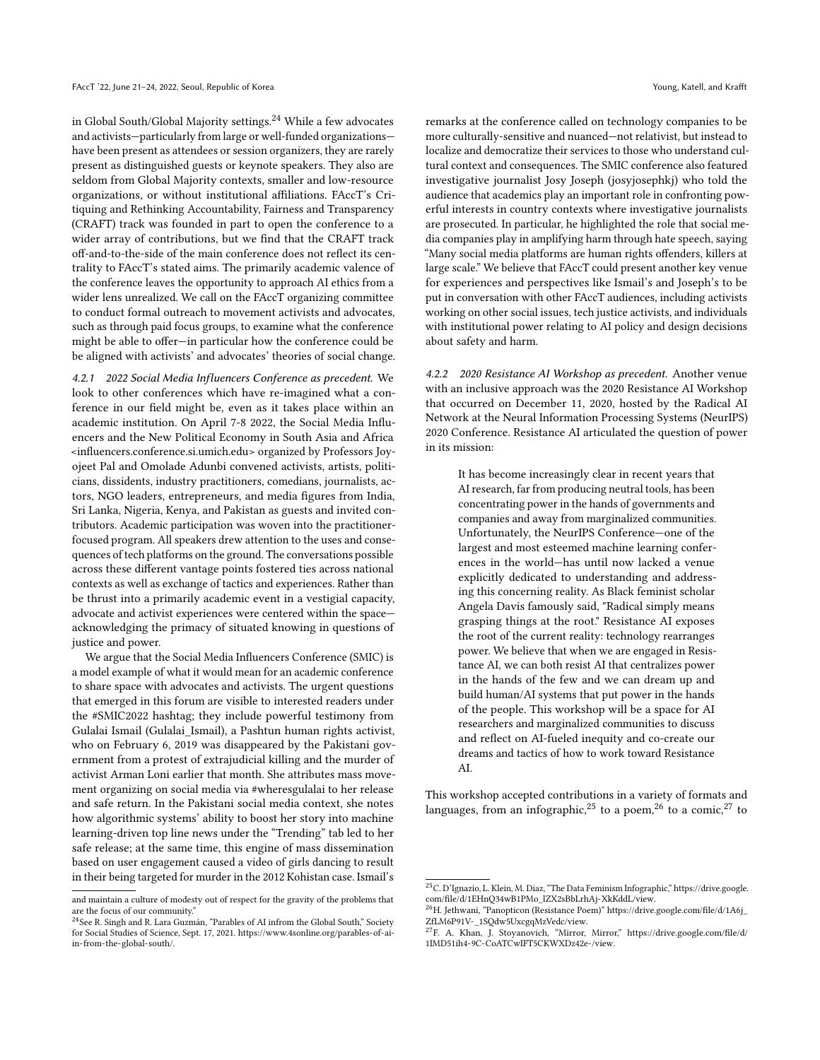in Global South/Global Majority settings.[24] While a few advocates and activists—particularly from large or well-funded organizations—have been present as attendees or session organizers, they are rarely present as distinguished guests or keynote speakers. They also are seldom from Global Majority contexts, smaller and low-resource organizations, or without institutional affiliations. FAccT's Critiquing and Rethinking Accountability, Fairness and Transparency (CRAFT) track was founded in part to open the conference to a wider array of contributions, but we find that the CRAFT track off-and-to-the-side of the main conference does not reflect its centrality to FAccT's stated aims. The primarily academic valence of the conference leaves the opportunity to approach AI ethics from a wider lens unrealized. We call on the FAccT organizing committee to conduct formal outreach to movement activists and advocates, such as through paid focus groups, to examine what the conference might be able to offer—in particular how the conference could be be aligned with activists' and advocates' theories of social change.

#### 4.2.1 2022 Social Media Influencers Conference as precedent.

We look to other conferences which have re-imagined what a conference in our field might be, even as it takes place within an academic institution. On April 7-8 2022, the Social Media Influencers and the New Political Economy in South Asia and Africa <influencers.conference.si.umich.edu> organized by Professors Joyojeet Pal and Omolade Adunbi convened activists, artists, politicians, dissidents, industry practitioners, comedians, journalists, actors, NGO leaders, entrepreneurs, and media figures from India, Sri Lanka, Nigeria, Kenya, and Pakistan as guests and invited contributors. Academic participation was woven into the practitioner-focused program. All speakers drew attention to the uses and consequences of tech platforms on the ground. The conversations possible across these different vantage points fostered ties across national contexts as well as exchange of tactics and experiences. Rather than be thrust into a primarily academic event in a vestigial capacity, advocate and activist experiences were centered within the space—acknowledging the primacy of situated knowing in questions of justice and power.

We argue that the Social Media Influencers Conference (SMIC) is a model example of what it would mean for an academic conference to share space with advocates and activists. The urgent questions that emerged in this forum are visible to interested readers under the #SMIC2022 hashtag; they include powerful testimony from Gulalai Ismail (Gulalai_Ismail), a Pashtun human rights activist, who on February 6, 2019 was disappeared by the Pakistani government from a protest of extrajudicial killing and the murder of activist Arman Loni earlier that month. She attributes mass movement organizing on social media via #wheresgulalai to her release and safe return. In the Pakistani social media context, she notes how algorithmic systems' ability to boost her story into machine learning-driven top line news under the "Trending" tab led to her safe release; at the same time, this engine of mass dissemination based on user engagement caused a video of girls dancing to result in their being targeted for murder in the 2012 Kohistan case. Ismail's remarks at the conference called on technology companies to be more culturally-sensitive and nuanced—not relativist, but instead to localize and democratize their services to those who understand cultural context and consequences. The SMIC conference also featured investigative journalist Josy Joseph (josyjosephkj) who told the audience that academics play an important role in confronting powerful interests in country contexts where investigative journalists are prosecuted. In particular, he highlighted the role that social media companies play in amplifying harm through hate speech, saying "Many social media platforms are human rights offenders, killers at large scale." We believe that FAccT could present another key venue for experiences and perspectives like Ismail's and Joseph's to be put in conversation with other FAccT audiences, including activists working on other social issues, tech justice activists, and individuals with institutional power relating to AI policy and design decisions about safety and harm.

#### 4.2.2 2020 Resistance AI Workshop as precedent.

Another venue with an inclusive approach was the 2020 Resistance AI Workshop that occurred on December 11, 2020, hosted by the Radical AI Network at the Neural Information Processing Systems (NeurIPS) 2020 Conference. Resistance AI articulated the question of power in its mission:

> It has become increasingly clear in recent years that AI research, far from producing neutral tools, has been concentrating power in the hands of governments and companies and away from marginalized communities. Unfortunately, the NeurIPS Conference—one of the largest and most esteemed machine learning conferences in the world—has until now lacked a venue explicitly dedicated to understanding and addressing this concerning reality. As Black feminist scholar Angela Davis famously said, "Radical simply means grasping things at the root." Resistance AI exposes the root of the current reality: technology rearranges power. We believe that when we are engaged in Resistance AI, we can both resist AI that centralizes power in the hands of the few and we can dream up and build human/AI systems that put power in the hands of the people. This workshop will be a space for AI researchers and marginalized communities to discuss and reflect on AI-fueled inequity and co-create our dreams and tactics of how to work toward Resistance AI.

This workshop accepted contributions in a variety of formats and languages, from an infographic,[25] to a poem,[26] to a comic,[27] to

---

and maintain a culture of modesty out of respect for the gravity of the problems that are the focus of our community."

[24] See R. Singh and R. Lara Guzmán, "Parables of AI infrom the Global South," Society for Social Studies of Science, Sept. 17, 2021. https://www.4sonline.org/parables-of-ai-in-from-the-global-south/.

[25] C. D'Ignazio, L. Klein, M. Diaz, "The Data Feminism Infographic," https://drive.google.com/file/d/1EHnQ34wB1PMo_lZX2sBbLrhAj-XkKddL/view.

[26] H. Jethwani, "Panopticon (Resistance Poem)" https://drive.google.com/file/d/1A6j_ZfLM6P91V-_1SQdw5UxcgqMzVedc/view.

[27] F. A. Khan, J. Stoyanovich, "Mirror, Mirror," https://drive.google.com/file/d/1IMD51ih4-9C-CoATCwIFT5CKWXDz42e-/view.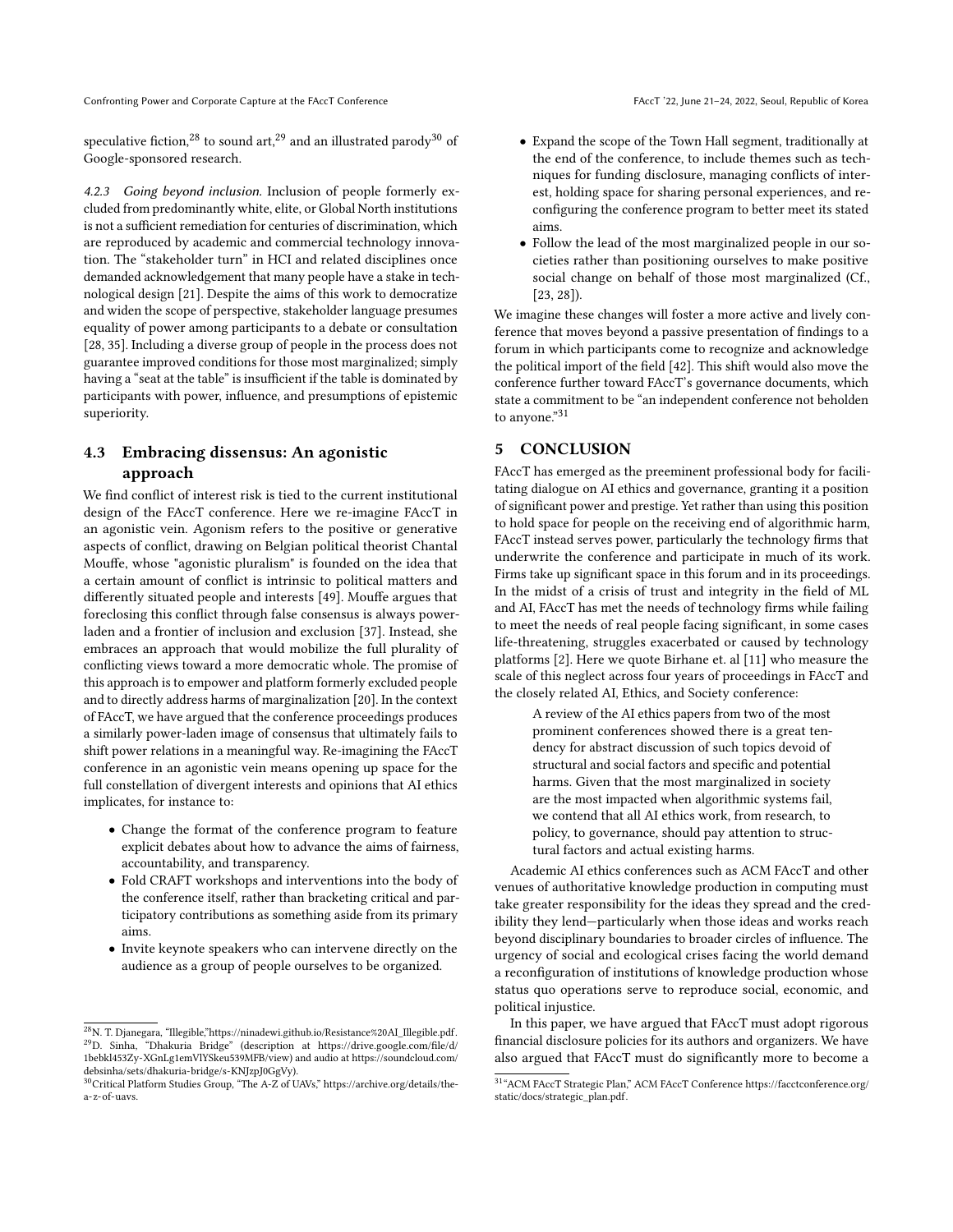speculative fiction,[28] to sound art,[29] and an illustrated parody[30] of Google-sponsored research.

*4.2.3 Going beyond inclusion.* Inclusion of people formerly excluded from predominantly white, elite, or Global North institutions is not a sufficient remediation for centuries of discrimination, which are reproduced by academic and commercial technology innovation. The "stakeholder turn" in HCI and related disciplines once demanded acknowledgement that many people have a stake in technological design [21]. Despite the aims of this work to democratize and widen the scope of perspective, stakeholder language presumes equality of power among participants to a debate or consultation [28, 35]. Including a diverse group of people in the process does not guarantee improved conditions for those most marginalized; simply having a "seat at the table" is insufficient if the table is dominated by participants with power, influence, and presumptions of epistemic superiority.

### 4.3 Embracing dissensus: An agonistic approach

We find conflict of interest risk is tied to the current institutional design of the FAccT conference. Here we re-imagine FAccT in an agonistic vein. Agonism refers to the positive or generative aspects of conflict, drawing on Belgian political theorist Chantal Mouffe, whose "agonistic pluralism" is founded on the idea that a certain amount of conflict is intrinsic to political matters and differently situated people and interests [49]. Mouffe argues that foreclosing this conflict through false consensus is always power-laden and a frontier of inclusion and exclusion [37]. Instead, she embraces an approach that would mobilize the full plurality of conflicting views toward a more democratic whole. The promise of this approach is to empower and platform formerly excluded people and to directly address harms of marginalization [20]. In the context of FAccT, we have argued that the conference proceedings produces a similarly power-laden image of consensus that ultimately fails to shift power relations in a meaningful way. Re-imagining the FAccT conference in an agonistic vein means opening up space for the full constellation of divergent interests and opinions that AI ethics implicates, for instance to:

- Change the format of the conference program to feature explicit debates about how to advance the aims of fairness, accountability, and transparency.
- Fold CRAFT workshops and interventions into the body of the conference itself, rather than bracketing critical and participatory contributions as something aside from its primary aims.
- Invite keynote speakers who can intervene directly on the audience as a group of people ourselves to be organized.
- Expand the scope of the Town Hall segment, traditionally at the end of the conference, to include themes such as techniques for funding disclosure, managing conflicts of interest, holding space for sharing personal experiences, and reconfiguring the conference program to better meet its stated aims.
- Follow the lead of the most marginalized people in our societies rather than positioning ourselves to make positive social change on behalf of those most marginalized (Cf., [23, 28]).

We imagine these changes will foster a more active and lively conference that moves beyond a passive presentation of findings to a forum in which participants come to recognize and acknowledge the political import of the field [42]. This shift would also move the conference further toward FAccT's governance documents, which state a commitment to be "an independent conference not beholden to anyone."[31]

## 5 CONCLUSION

FAccT has emerged as the preeminent professional body for facilitating dialogue on AI ethics and governance, granting it a position of significant power and prestige. Yet rather than using this position to hold space for people on the receiving end of algorithmic harm, FAccT instead serves power, particularly the technology firms that underwrite the conference and participate in much of its work. Firms take up significant space in this forum and in its proceedings. In the midst of a crisis of trust and integrity in the field of ML and AI, FAccT has met the needs of technology firms while failing to meet the needs of real people facing significant, in some cases life-threatening, struggles exacerbated or caused by technology platforms [2]. Here we quote Birhane et. al [11] who measure the scale of this neglect across four years of proceedings in FAccT and the closely related AI, Ethics, and Society conference:

> A review of the AI ethics papers from two of the most prominent conferences showed there is a great tendency for abstract discussion of such topics devoid of structural and social factors and specific and potential harms. Given that the most marginalized in society are the most impacted when algorithmic systems fail, we contend that all AI ethics work, from research, to policy, to governance, should pay attention to structural factors and actual existing harms.

Academic AI ethics conferences such as ACM FAccT and other venues of authoritative knowledge production in computing must take greater responsibility for the ideas they spread and the credibility they lend—particularly when those ideas and works reach beyond disciplinary boundaries to broader circles of influence. The urgency of social and ecological crises facing the world demand a reconfiguration of institutions of knowledge production whose status quo operations serve to reproduce social, economic, and political injustice.

In this paper, we have argued that FAccT must adopt rigorous financial disclosure policies for its authors and organizers. We have also argued that FAccT must do significantly more to become a

---

[28] N. T. Djanegara, "Illegible,"https://ninadewi.github.io/Resistance%20AI_Illegible.pdf.

[29] D. Sinha, "Dhakuria Bridge" (description at https://drive.google.com/file/d/1bebkl453Zy-XGnLg1emVlYSkeu539MFB/view) and audio at https://soundcloud.com/debsinha/sets/dhakuria-bridge/s-KNJzpJ0GgVy).

[30] Critical Platform Studies Group, "The A-Z of UAVs," https://archive.org/details/the-a-z-of-uavs.

[31] "ACM FAccT Strategic Plan," ACM FAccT Conference https://facctconference.org/static/docs/strategic_plan.pdf.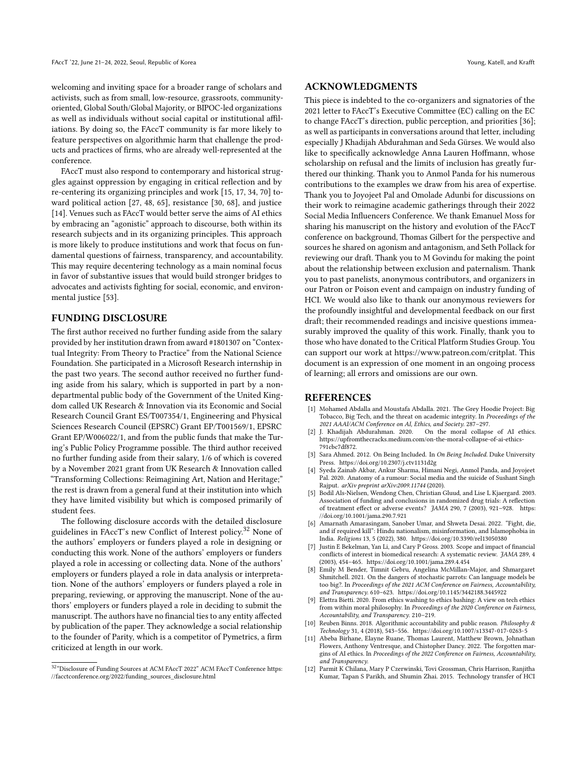welcoming and inviting space for a broader range of scholars and activists, such as from small, low-resource, grassroots, community-oriented, Global South/Global Majority, or BIPOC-led organizations as well as individuals without social capital or institutional affiliations. By doing so, the FAccT community is far more likely to feature perspectives on algorithmic harm that challenge the products and practices of firms, who are already well-represented at the conference.

FAccT must also respond to contemporary and historical struggles against oppression by engaging in critical reflection and by re-centering its organizing principles and work [15, 17, 34, 70] toward political action [27, 48, 65], resistance [30, 68], and justice [14]. Venues such as FAccT would better serve the aims of AI ethics by embracing an "agonistic" approach to discourse, both within its research subjects and in its organizing principles. This approach is more likely to produce institutions and work that focus on fundamental questions of fairness, transparency, and accountability. This may require decentering technology as a main nominal focus in favor of substantive issues that would build stronger bridges to advocates and activists fighting for social, economic, and environmental justice [53].

## FUNDING DISCLOSURE

The first author received no further funding aside from the salary provided by her institution drawn from award #1801307 on "Contextual Integrity: From Theory to Practice" from the National Science Foundation. She participated in a Microsoft Research internship in the past two years. The second author received no further funding aside from his salary, which is supported in part by a non-departmental public body of the Government of the United Kingdom called UK Research & Innovation via its Economic and Social Research Council Grant ES/T007354/1, Engineering and Physical Sciences Research Council (EPSRC) Grant EP/T001569/1, EPSRC Grant EP/W006022/1, and from the public funds that make the Turing's Public Policy Programme possible. The third author received no further funding aside from their salary, 1/6 of which is covered by a November 2021 grant from UK Research & Innovation called "Transforming Collections: Reimagining Art, Nation and Heritage;" the rest is drawn from a general fund at their institution into which they have limited visibility but which is composed primarily of student fees.

The following disclosure accords with the detailed disclosure guidelines in FAccT's new Conflict of Interest policy.[32] None of the authors' employers or funders played a role in designing or conducting this work. None of the authors' employers or funders played a role in accessing or collecting data. None of the authors' employers or funders played a role in data analysis or interpretation. None of the authors' employers or funders played a role in preparing, reviewing, or approving the manuscript. None of the authors' employers or funders played a role in deciding to submit the manuscript. The authors have no financial ties to any entity affected by publication of the paper. They acknowledge a social relationship to the founder of Parity, which is a competitor of Pymetrics, a firm criticized at length in our work.

[32] "Disclosure of Funding Sources at ACM FAccT 2022" ACM FAccT Conference https://facctconference.org/2022/funding_sources_disclosure.html

## ACKNOWLEDGMENTS

This piece is indebted to the co-organizers and signatories of the 2021 letter to FAccT's Executive Committee (EC) calling on the EC to change FAccT's direction, public perception, and priorities [36]; as well as participants in conversations around that letter, including especially J Khadijah Abdurahman and Seda Gürses. We would also like to specifically acknowledge Anna Lauren Hoffmann, whose scholarship on refusal and the limits of inclusion has greatly furthered our thinking. Thank you to Anmol Panda for his numerous contributions to the examples we draw from his area of expertise. Thank you to Joyojeet Pal and Omolade Adunbi for discussions on their work to reimagine academic gatherings through their 2022 Social Media Influencers Conference. We thank Emanuel Moss for sharing his manuscript on the history and evolution of the FAccT conference on background, Thomas Gilbert for the perspective and sources he shared on agonism and antagonism, and Seth Pollack for reviewing our draft. Thank you to M Govindu for making the point about the relationship between exclusion and paternalism. Thank you to past panelists, anonymous contributors, and organizers in our Patron or Poison event and campaign on industry funding of HCI. We would also like to thank our anonymous reviewers for the profoundly insightful and developmental feedback on our first draft; their recommended readings and incisive questions immeasurably improved the quality of this work. Finally, thank you to those who have donated to the Critical Platform Studies Group. You can support our work at https://www.patreon.com/critplat. This document is an expression of one moment in an ongoing process of learning; all errors and omissions are our own.

## REFERENCES

- [1] Mohamed Abdalla and Moustafa Abdalla. 2021. The Grey Hoodie Project: Big Tobacco, Big Tech, and the threat on academic integrity. In *Proceedings of the 2021 AAAI/ACM Conference on AI, Ethics, and Society*. 287–297.
- [2] J. Khadijah Abdurahman. 2020. On the moral collapse of AI ethics. https://upfromthecracks.medium.com/on-the-moral-collapse-of-ai-ethics-791cbc7df872.
- [3] Sara Ahmed. 2012. On Being Included. In *On Being Included*. Duke University Press. https://doi.org/10.2307/j.ctv1131d2g
- [4] Syeda Zainab Akbar, Ankur Sharma, Himani Negi, Anmol Panda, and Joyojeet Pal. 2020. Anatomy of a rumour: Social media and the suicide of Sushant Singh Rajput. *arXiv preprint arXiv:2009.11744* (2020).
- [5] Bodil Als-Nielsen, Wendong Chen, Christian Gluud, and Lise L Kjaergard. 2003. Association of funding and conclusions in randomized drug trials: A reflection of treatment effect or adverse events? *JAMA* 290, 7 (2003), 921–928. https://doi.org/10.1001/jama.290.7.921
- [6] Amarnath Amarasingam, Sanober Umar, and Shweta Desai. 2022. "Fight, die, and if required kill": Hindu nationalism, misinformation, and Islamophobia in India. *Religions* 13, 5 (2022), 380. https://doi.org/10.3390/rel13050380
- [7] Justin E Bekelman, Yan Li, and Cary P Gross. 2003. Scope and impact of financial conflicts of interest in biomedical research: A systematic review. *JAMA* 289, 4 (2003), 454–465. https://doi.org/10.1001/jama.289.4.454
- [8] Emily M Bender, Timnit Gebru, Angelina McMillan-Major, and Shmargaret Shmitchell. 2021. On the dangers of stochastic parrots: Can language models be too big?. In *Proceedings of the 2021 ACM Conference on Fairness, Accountability, and Transparency*. 610–623. https://doi.org/10.1145/3442188.3445922
- [9] Elettra Bietti. 2020. From ethics washing to ethics bashing: A view on tech ethics from within moral philosophy. In *Proceedings of the 2020 Conference on Fairness, Accountability, and Transparency*. 210–219.
- [10] Reuben Binns. 2018. Algorithmic accountability and public reason. *Philosophy & Technology* 31, 4 (2018), 543–556. https://doi.org/10.1007/s13347-017-0263-5
- [11] Abeba Birhane, Elayne Ruane, Thomas Laurent, Matthew Brown, Johnathan Flowers, Anthony Ventresque, and Chistopher Dancy. 2022. The forgotten margins of AI ethics. In *Proceedings of the 2022 Conference on Fairness, Accountability, and Transparency*.
- [12] Parmit K Chilana, Mary P Czerwinski, Tovi Grossman, Chris Harrison, Ranjitha Kumar, Tapan S Parikh, and Shumin Zhai. 2015. Technology transfer of HCI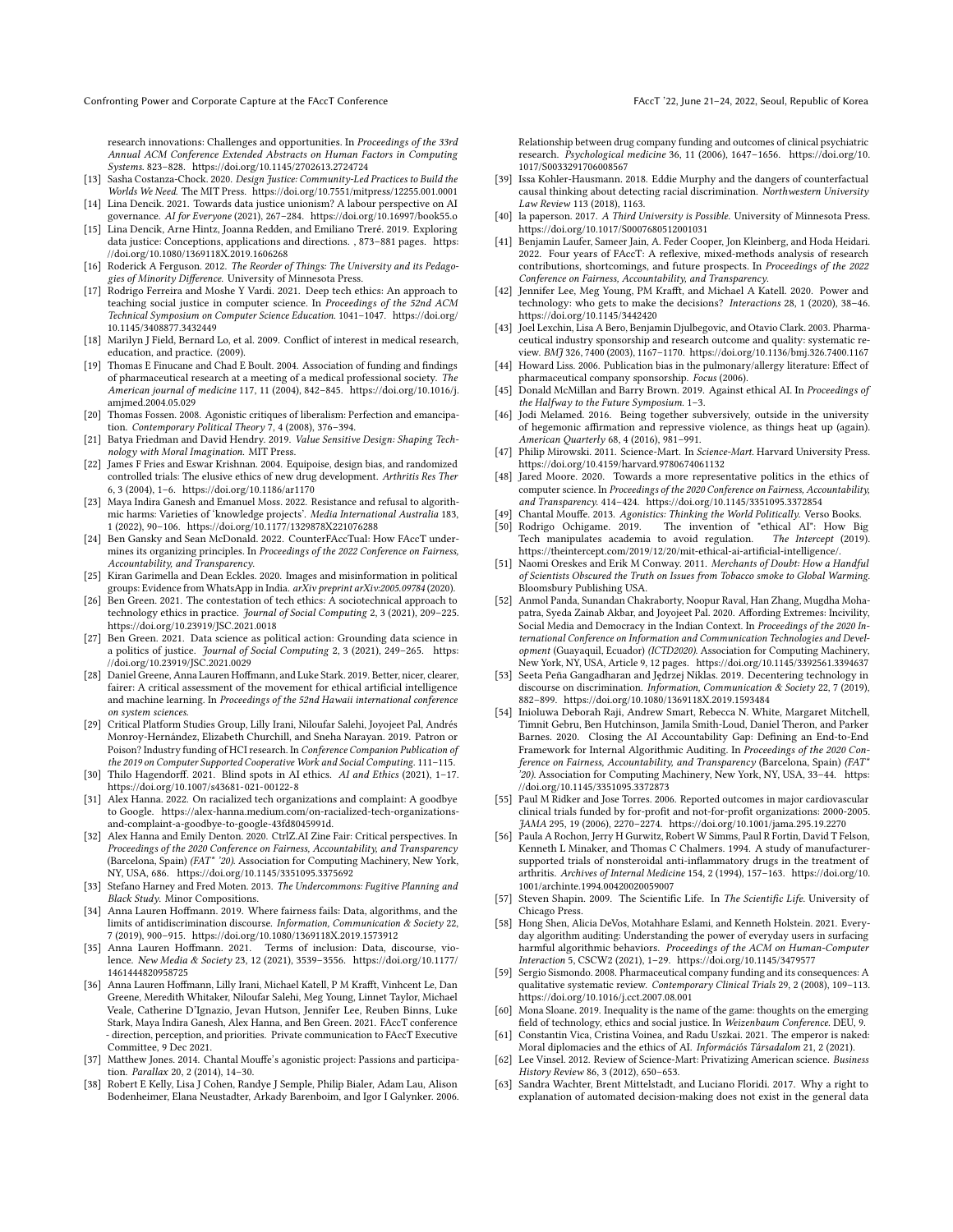research innovations: Challenges and opportunities. In *Proceedings of the 33rd Annual ACM Conference Extended Abstracts on Human Factors in Computing Systems*. 823–828. https://doi.org/10.1145/2702613.2724724

[13] Sasha Costanza-Chock. 2020. *Design Justice: Community-Led Practices to Build the Worlds We Need.* The MIT Press. https://doi.org/10.7551/mitpress/12255.001.0001

[14] Lina Dencik. 2021. Towards data justice unionism? A labour perspective on AI governance. *AI for Everyone* (2021), 267–284. https://doi.org/10.16997/book55.o

[15] Lina Dencik, Arne Hintz, Joanna Redden, and Emiliano Treré. 2019. Exploring data justice: Conceptions, applications and directions. , 873–881 pages. https://doi.org/10.1080/1369118X.2019.1606268

[16] Roderick A Ferguson. 2012. *The Reorder of Things: The University and its Pedagogies of Minority Difference.* University of Minnesota Press.

[17] Rodrigo Ferreira and Moshe Y Vardi. 2021. Deep tech ethics: An approach to teaching social justice in computer science. In *Proceedings of the 52nd ACM Technical Symposium on Computer Science Education*. 1041–1047. https://doi.org/10.1145/3408877.3432449

[18] Marilyn J Field, Bernard Lo, et al. 2009. Conflict of interest in medical research, education, and practice. (2009).

[19] Thomas E Finucane and Chad E Boult. 2004. Association of funding and findings of pharmaceutical research at a meeting of a medical professional society. *The American journal of medicine* 117, 11 (2004), 842–845. https://doi.org/10.1016/j.amjmed.2004.05.029

[20] Thomas Fossen. 2008. Agonistic critiques of liberalism: Perfection and emancipation. *Contemporary Political Theory* 7, 4 (2008), 376–394.

[21] Batya Friedman and David Hendry. 2019. *Value Sensitive Design: Shaping Technology with Moral Imagination.* MIT Press.

[22] James F Fries and Eswar Krishnan. 2004. Equipoise, design bias, and randomized controlled trials: The elusive ethics of new drug development. *Arthritis Res Ther* 6, 3 (2004), 1–6. https://doi.org/10.1186/ar1170

[23] Maya Indira Ganesh and Emanuel Moss. 2022. Resistance and refusal to algorithmic harms: Varieties of 'knowledge projects'. *Media International Australia* 183, 1 (2022), 90–106. https://doi.org/10.1177/1329878X221076288

[24] Ben Gansky and Sean McDonald. 2022. CounterFAccTual: How FAccT undermines its organizing principles. In *Proceedings of the 2022 Conference on Fairness, Accountability, and Transparency.*

[25] Kiran Garimella and Dean Eckles. 2020. Images and misinformation in political groups: Evidence from WhatsApp in India. *arXiv preprint arXiv:2005.09784* (2020).

[26] Ben Green. 2021. The contestation of tech ethics: A sociotechnical approach to technology ethics in practice. *Journal of Social Computing* 2, 3 (2021), 209–225. https://doi.org/10.23919/JSC.2021.0018

[27] Ben Green. 2021. Data science as political action: Grounding data science in a politics of justice. *Journal of Social Computing* 2, 3 (2021), 249–265. https://doi.org/10.23919/JSC.2021.0029

[28] Daniel Greene, Anna Lauren Hoffmann, and Luke Stark. 2019. Better, nicer, clearer, fairer: A critical assessment of the movement for ethical artificial intelligence and machine learning. In *Proceedings of the 52nd Hawaii international conference on system sciences.*

[29] Critical Platform Studies Group, Lilly Irani, Niloufar Salehi, Joyojeet Pal, Andrés Monroy-Hernández, Elizabeth Churchill, and Sneha Narayan. 2019. Patron or Poison? Industry funding of HCI research. In *Conference Companion Publication of the 2019 on Computer Supported Cooperative Work and Social Computing*. 111–115.

[30] Thilo Hagendorff. 2021. Blind spots in AI ethics. *AI and Ethics* (2021), 1–17. https://doi.org/10.1007/s43681-021-00122-8

[31] Alex Hanna. 2022. On racialized tech organizations and complaint: A goodbye to Google. https://alex-hanna.medium.com/on-racialized-tech-organizations-and-complaint-a-goodbye-to-google-43fd8045991d.

[32] Alex Hanna and Emily Denton. 2020. CtrlZ.AI Zine Fair: Critical perspectives. In *Proceedings of the 2020 Conference on Fairness, Accountability, and Transparency* (Barcelona, Spain) *(FAT\* '20)*. Association for Computing Machinery, New York, NY, USA, 686. https://doi.org/10.1145/3351095.3375692

[33] Stefano Harney and Fred Moten. 2013. *The Undercommons: Fugitive Planning and Black Study.* Minor Compositions.

[34] Anna Lauren Hoffmann. 2019. Where fairness fails: Data, algorithms, and the limits of antidiscrimination discourse. *Information, Communication & Society* 22, 7 (2019), 900–915. https://doi.org/10.1080/1369118X.2019.1573912

[35] Anna Lauren Hoffmann. 2021. Terms of inclusion: Data, discourse, violence. *New Media & Society* 23, 12 (2021), 3539–3556. https://doi.org/10.1177/1461444820958725

[36] Anna Lauren Hoffmann, Lilly Irani, Michael Katell, P M Krafft, Vinhcent Le, Dan Greene, Meredith Whitaker, Niloufar Salehi, Meg Young, Linnet Taylor, Michael Veale, Catherine D'Ignazio, Jevan Hutson, Jennifer Lee, Reuben Binns, Luke Stark, Maya Indira Ganesh, Alex Hanna, and Ben Green. 2021. FAccT conference - direction, perception, and priorities. Private communication to FAccT Executive Committee, 9 Dec 2021.

[37] Matthew Jones. 2014. Chantal Mouffe's agonistic project: Passions and participation. *Parallax* 20, 2 (2014), 14–30.

[38] Robert E Kelly, Lisa J Cohen, Randye J Semple, Philip Bialer, Adam Lau, Alison Bodenheimer, Elana Neustadter, Arkady Barenboim, and Igor I Galynker. 2006. Relationship between drug company funding and outcomes of clinical psychiatric research. *Psychological medicine* 36, 11 (2006), 1647–1656. https://doi.org/10.1017/S0033291706008567

[39] Issa Kohler-Hausmann. 2018. Eddie Murphy and the dangers of counterfactual causal thinking about detecting racial discrimination. *Northwestern University Law Review* 113 (2018), 1163.

[40] la paperson. 2017. *A Third University is Possible.* University of Minnesota Press. https://doi.org/10.1017/S0007680512001031

[41] Benjamin Laufer, Sameer Jain, A. Feder Cooper, Jon Kleinberg, and Hoda Heidari. 2022. Four years of FAccT: A reflexive, mixed-methods analysis of research contributions, shortcomings, and future prospects. In *Proceedings of the 2022 Conference on Fairness, Accountability, and Transparency.*

[42] Jennifer Lee, Meg Young, PM Krafft, and Michael A Katell. 2020. Power and technology: who gets to make the decisions? *Interactions* 28, 1 (2020), 38–46. https://doi.org/10.1145/3442420

[43] Joel Lexchin, Lisa A Bero, Benjamin Djulbegovic, and Otavio Clark. 2003. Pharmaceutical industry sponsorship and research outcome and quality: systematic review. *BMJ* 326, 7400 (2003), 1167–1170. https://doi.org/10.1136/bmj.326.7400.1167

[44] Howard Liss. 2006. Publication bias in the pulmonary/allergy literature: Effect of pharmaceutical company sponsorship. *Focus* (2006).

[45] Donald McMillan and Barry Brown. 2019. Against ethical AI. In *Proceedings of the Halfway to the Future Symposium*. 1–3.

[46] Jodi Melamed. 2016. Being together subversively, outside in the university of hegemonic affirmation and repressive violence, as things heat up (again). *American Quarterly* 68, 4 (2016), 981–991.

[47] Philip Mirowski. 2011. Science-Mart. In *Science-Mart*. Harvard University Press. https://doi.org/10.4159/harvard.9780674061132

[48] Jared Moore. 2020. Towards a more representative politics in the ethics of computer science. In *Proceedings of the 2020 Conference on Fairness, Accountability, and Transparency*. 414–424. https://doi.org/10.1145/3351095.3372854

[49] Chantal Mouffe. 2013. *Agonistics: Thinking the World Politically.* Verso Books.

[50] Rodrigo Ochigame. 2019. The invention of "ethical AI": How Big Tech manipulates academia to avoid regulation. *The Intercept* (2019). https://theintercept.com/2019/12/20/mit-ethical-ai-artificial-intelligence/.

[51] Naomi Oreskes and Erik M Conway. 2011. *Merchants of Doubt: How a Handful of Scientists Obscured the Truth on Issues from Tobacco smoke to Global Warming.* Bloomsbury Publishing USA.

[52] Anmol Panda, Sunandan Chakraborty, Noopur Raval, Han Zhang, Mugdha Mohapatra, Syeda Zainab Akbar, and Joyojeet Pal. 2020. Affording Extremes: Incivility, Social Media and Democracy in the Indian Context. In *Proceedings of the 2020 International Conference on Information and Communication Technologies and Development* (Guayaquil, Ecuador) *(ICTD2020)*. Association for Computing Machinery, New York, NY, USA, Article 9, 12 pages. https://doi.org/10.1145/3392561.3394637

[53] Seeta Peña Gangadharan and Jędrzej Niklas. 2019. Decentering technology in discourse on discrimination. *Information, Communication & Society* 22, 7 (2019), 882–899. https://doi.org/10.1080/1369118X.2019.1593484

[54] Inioluwa Deborah Raji, Andrew Smart, Rebecca N. White, Margaret Mitchell, Timnit Gebru, Ben Hutchinson, Jamila Smith-Loud, Daniel Theron, and Parker Barnes. 2020. Closing the AI Accountability Gap: Defining an End-to-End Framework for Internal Algorithmic Auditing. In *Proceedings of the 2020 Conference on Fairness, Accountability, and Transparency* (Barcelona, Spain) *(FAT\* '20)*. Association for Computing Machinery, New York, NY, USA, 33–44. https://doi.org/10.1145/3351095.3372873

[55] Paul M Ridker and Jose Torres. 2006. Reported outcomes in major cardiovascular clinical trials funded by for-profit and not-for-profit organizations: 2000-2005. *JAMA* 295, 19 (2006), 2270–2274. https://doi.org/10.1001/jama.295.19.2270

[56] Paula A Rochon, Jerry H Gurwitz, Robert W Simms, Paul R Fortin, David T Felson, Kenneth L Minaker, and Thomas C Chalmers. 1994. A study of manufacturer-supported trials of nonsteroidal anti-inflammatory drugs in the treatment of arthritis. *Archives of Internal Medicine* 154, 2 (1994), 157–163. https://doi.org/10.1001/archinte.1994.00420020059007

[57] Steven Shapin. 2009. The Scientific Life. In *The Scientific Life*. University of Chicago Press.

[58] Hong Shen, Alicia DeVos, Motahhare Eslami, and Kenneth Holstein. 2021. Everyday algorithm auditing: Understanding the power of everyday users in surfacing harmful algorithmic behaviors. *Proceedings of the ACM on Human-Computer Interaction* 5, CSCW2 (2021), 1–29. https://doi.org/10.1145/3479577

[59] Sergio Sismondo. 2008. Pharmaceutical company funding and its consequences: A qualitative systematic review. *Contemporary Clinical Trials* 29, 2 (2008), 109–113. https://doi.org/10.1016/j.cct.2007.08.001

[60] Mona Sloane. 2019. Inequality is the name of the game: thoughts on the emerging field of technology, ethics and social justice. In *Weizenbaum Conference*. DEU, 9.

[61] Constantin Vica, Cristina Voinea, and Radu Uszkai. 2021. The emperor is naked: Moral diplomacies and the ethics of AI. *Információs Társadalom* 21, 2 (2021).

[62] Lee Vinsel. 2012. Review of Science-Mart: Privatizing American science. *Business History Review* 86, 3 (2012), 650–653.

[63] Sandra Wachter, Brent Mittelstadt, and Luciano Floridi. 2017. Why a right to explanation of automated decision-making does not exist in the general data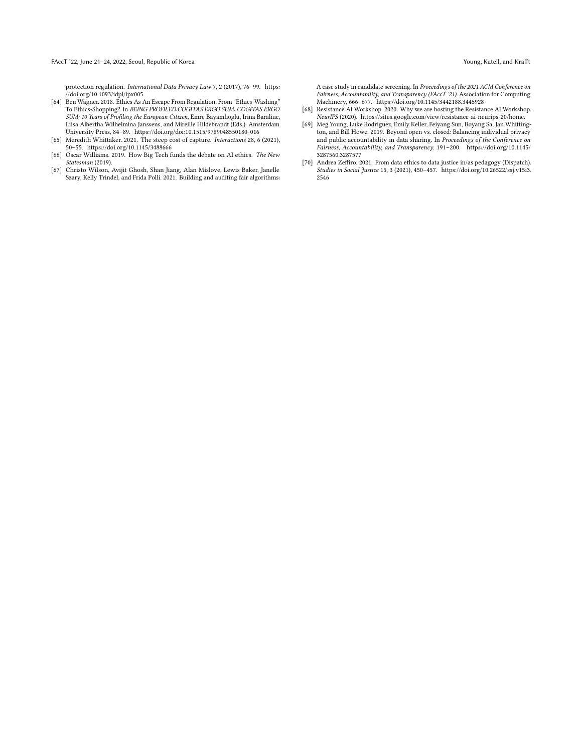protection regulation. *International Data Privacy Law* 7, 2 (2017), 76–99. https://doi.org/10.1093/idpl/ipx005

[64] Ben Wagner. 2018. Ethics As An Escape From Regulation. From "Ethics-Washing" To Ethics-Shopping? In *BEING PROFILED:COGITAS ERGO SUM: COGITAS ERGO SUM: 10 Years of Profiling the European Citizen*, Emre Bayamlioglu, Irina Baraliuc, Liisa Albertha Wilhelmina Janssens, and Mireille Hildebrandt (Eds.). Amsterdam University Press, 84–89. https://doi.org/doi:10.1515/9789048550180-016

[65] Meredith Whittaker. 2021. The steep cost of capture. *Interactions* 28, 6 (2021), 50–55. https://doi.org/10.1145/3488666

[66] Oscar Williams. 2019. How Big Tech funds the debate on AI ethics. *The New Statesman* (2019).

[67] Christo Wilson, Avijit Ghosh, Shan Jiang, Alan Mislove, Lewis Baker, Janelle Szary, Kelly Trindel, and Frida Polli. 2021. Building and auditing fair algorithms: A case study in candidate screening. In *Proceedings of the 2021 ACM Conference on Fairness, Accountability, and Transparency (FAccT '21)*. Association for Computing Machinery, 666–677. https://doi.org/10.1145/3442188.3445928

[68] Resistance AI Workshop. 2020. Why we are hosting the Resistance AI Workshop. *NeurIPS* (2020). https://sites.google.com/view/resistance-ai-neurips-20/home.

[69] Meg Young, Luke Rodriguez, Emily Keller, Feiyang Sun, Boyang Sa, Jan Whittington, and Bill Howe. 2019. Beyond open vs. closed: Balancing individual privacy and public accountability in data sharing. In *Proceedings of the Conference on Fairness, Accountability, and Transparency*. 191–200. https://doi.org/10.1145/3287560.3287577

[70] Andrea Zeffiro. 2021. From data ethics to data justice in/as pedagogy (Dispatch). *Studies in Social Justice* 15, 3 (2021), 450–457. https://doi.org/10.26522/ssj.v15i3.2546